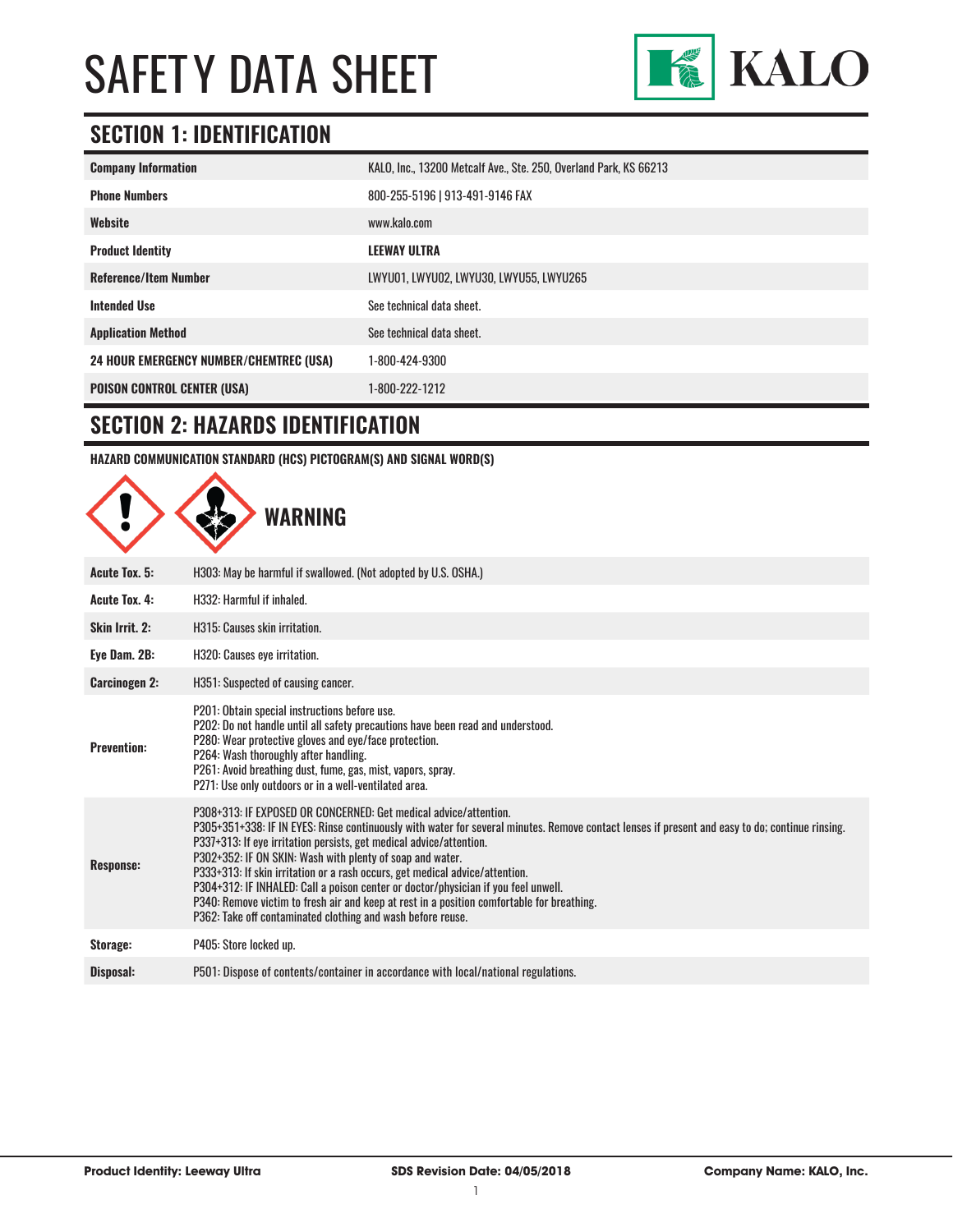# SAFETY DATA SHEET

KALO

## SECTION 1: IDENTIFICATION

| | |
|---|---|
| **Company Information** | KALO, Inc., 13200 Metcalf Ave., Ste. 250, Overland Park, KS 66213 |
| **Phone Numbers** | 800-255-5196 \| 913-491-9146 FAX |
| **Website** | www.kalo.com |
| **Product Identity** | **LEEWAY ULTRA** |
| **Reference/Item Number** | LWYU01, LWYU02, LWYU30, LWYU55, LWYU265 |
| **Intended Use** | See technical data sheet. |
| **Application Method** | See technical data sheet. |
| **24 HOUR EMERGENCY NUMBER/CHEMTREC (USA)** | 1-800-424-9300 |
| **POISON CONTROL CENTER (USA)** | 1-800-222-1212 |

## SECTION 2: HAZARDS IDENTIFICATION

**HAZARD COMMUNICATION STANDARD (HCS) PICTOGRAM(S) AND SIGNAL WORD(S)**

**WARNING**

| | |
|---|---|
| **Acute Tox. 5:** | H303: May be harmful if swallowed. (Not adopted by U.S. OSHA.) |
| **Acute Tox. 4:** | H332: Harmful if inhaled. |
| **Skin Irrit. 2:** | H315: Causes skin irritation. |
| **Eye Dam. 2B:** | H320: Causes eye irritation. |
| **Carcinogen 2:** | H351: Suspected of causing cancer. |
| **Prevention:** | P201: Obtain special instructions before use.<br>P202: Do not handle until all safety precautions have been read and understood.<br>P280: Wear protective gloves and eye/face protection.<br>P264: Wash thoroughly after handling.<br>P261: Avoid breathing dust, fume, gas, mist, vapors, spray.<br>P271: Use only outdoors or in a well-ventilated area. |
| **Response:** | P308+313: IF EXPOSED OR CONCERNED: Get medical advice/attention.<br>P305+351+338: IF IN EYES: Rinse continuously with water for several minutes. Remove contact lenses if present and easy to do; continue rinsing.<br>P337+313: If eye irritation persists, get medical advice/attention.<br>P302+352: IF ON SKIN: Wash with plenty of soap and water.<br>P333+313: If skin irritation or a rash occurs, get medical advice/attention.<br>P304+312: IF INHALED: Call a poison center or doctor/physician if you feel unwell.<br>P340: Remove victim to fresh air and keep at rest in a position comfortable for breathing.<br>P362: Take off contaminated clothing and wash before reuse. |
| **Storage:** | P405: Store locked up. |
| **Disposal:** | P501: Dispose of contents/container in accordance with local/national regulations. |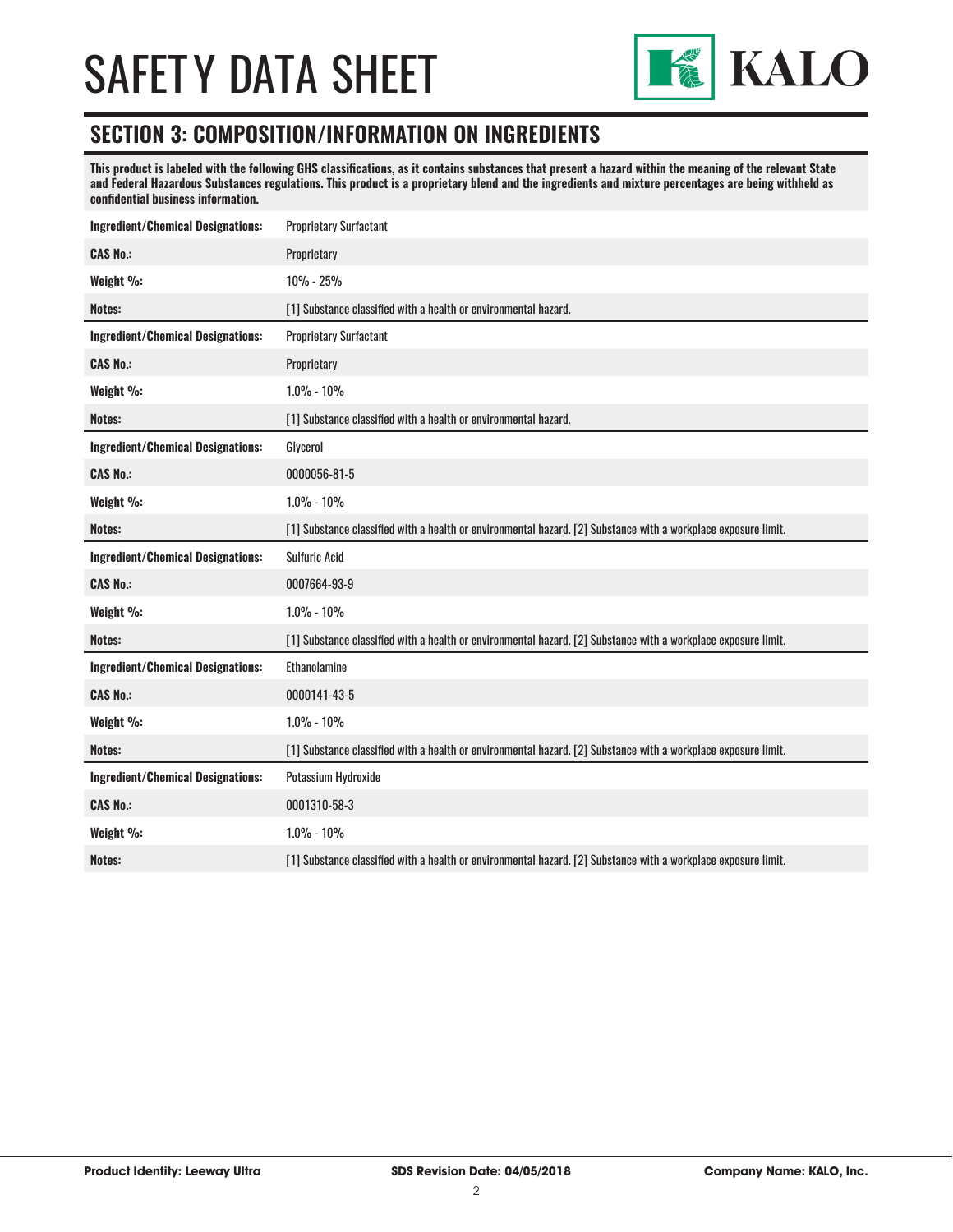# SAFETY DATA SHEET

## SECTION 3: COMPOSITION/INFORMATION ON INGREDIENTS

**This product is labeled with the following GHS classifications, as it contains substances that present a hazard within the meaning of the relevant State and Federal Hazardous Substances regulations. This product is a proprietary blend and the ingredients and mixture percentages are being withheld as confidential business information.**

| | |
|---|---|
| **Ingredient/Chemical Designations:** | Proprietary Surfactant |
| **CAS No.:** | Proprietary |
| **Weight %:** | 10% - 25% |
| **Notes:** | [1] Substance classified with a health or environmental hazard. |

| | |
|---|---|
| **Ingredient/Chemical Designations:** | Proprietary Surfactant |
| **CAS No.:** | Proprietary |
| **Weight %:** | 1.0% - 10% |
| **Notes:** | [1] Substance classified with a health or environmental hazard. |

| | |
|---|---|
| **Ingredient/Chemical Designations:** | Glycerol |
| **CAS No.:** | 0000056-81-5 |
| **Weight %:** | 1.0% - 10% |
| **Notes:** | [1] Substance classified with a health or environmental hazard. [2] Substance with a workplace exposure limit. |

| | |
|---|---|
| **Ingredient/Chemical Designations:** | Sulfuric Acid |
| **CAS No.:** | 0007664-93-9 |
| **Weight %:** | 1.0% - 10% |
| **Notes:** | [1] Substance classified with a health or environmental hazard. [2] Substance with a workplace exposure limit. |

| | |
|---|---|
| **Ingredient/Chemical Designations:** | Ethanolamine |
| **CAS No.:** | 0000141-43-5 |
| **Weight %:** | 1.0% - 10% |
| **Notes:** | [1] Substance classified with a health or environmental hazard. [2] Substance with a workplace exposure limit. |

| | |
|---|---|
| **Ingredient/Chemical Designations:** | Potassium Hydroxide |
| **CAS No.:** | 0001310-58-3 |
| **Weight %:** | 1.0% - 10% |
| **Notes:** | [1] Substance classified with a health or environmental hazard. [2] Substance with a workplace exposure limit. |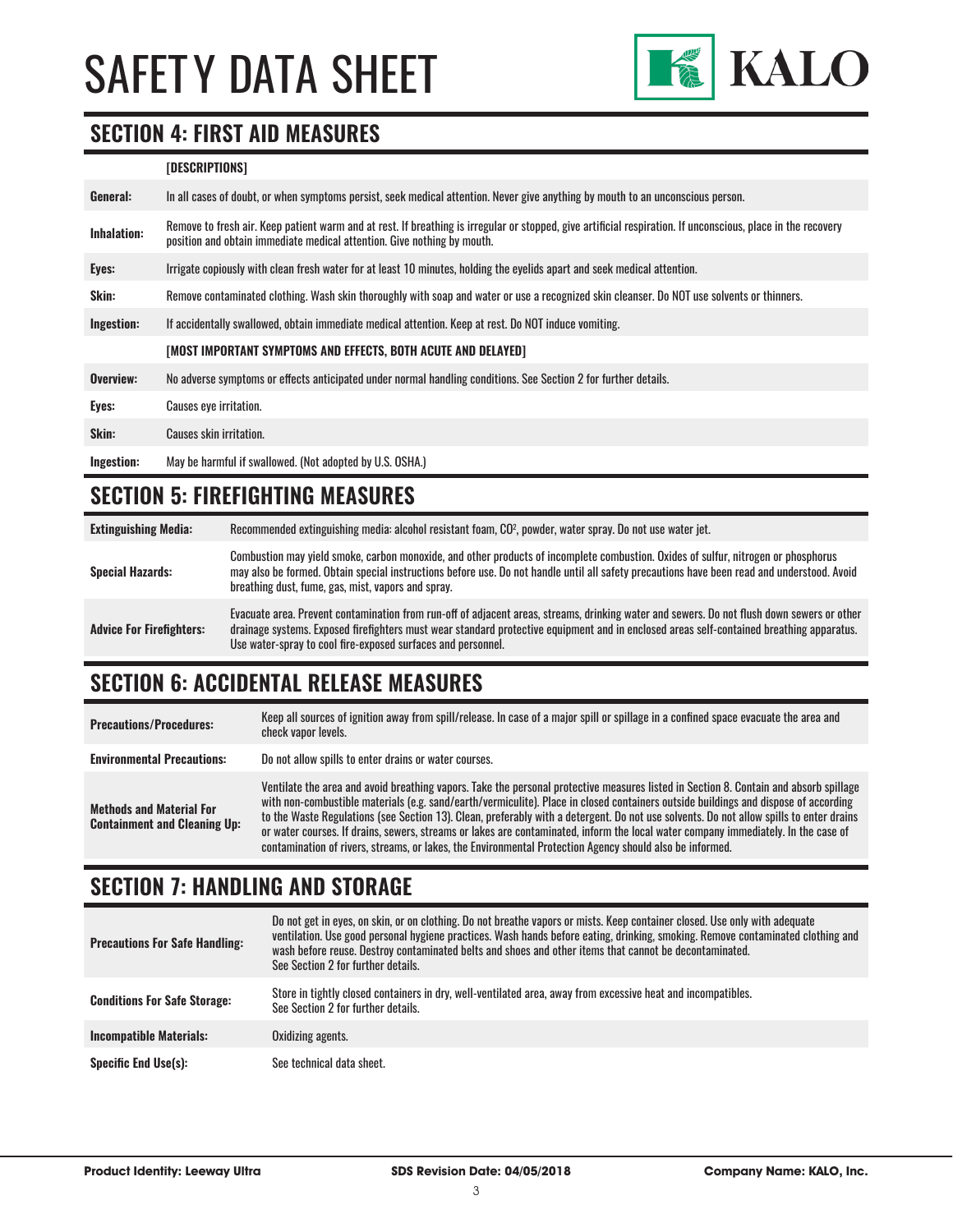# SAFETY DATA SHEET

## SECTION 4: FIRST AID MEASURES

| | [DESCRIPTIONS] |
|---|---|
| **General:** | In all cases of doubt, or when symptoms persist, seek medical attention. Never give anything by mouth to an unconscious person. |
| **Inhalation:** | Remove to fresh air. Keep patient warm and at rest. If breathing is irregular or stopped, give artificial respiration. If unconscious, place in the recovery position and obtain immediate medical attention. Give nothing by mouth. |
| **Eyes:** | Irrigate copiously with clean fresh water for at least 10 minutes, holding the eyelids apart and seek medical attention. |
| **Skin:** | Remove contaminated clothing. Wash skin thoroughly with soap and water or use a recognized skin cleanser. Do NOT use solvents or thinners. |
| **Ingestion:** | If accidentally swallowed, obtain immediate medical attention. Keep at rest. Do NOT induce vomiting. |
| | **[MOST IMPORTANT SYMPTOMS AND EFFECTS, BOTH ACUTE AND DELAYED]** |
| **Overview:** | No adverse symptoms or effects anticipated under normal handling conditions. See Section 2 for further details. |
| **Eyes:** | Causes eye irritation. |
| **Skin:** | Causes skin irritation. |
| **Ingestion:** | May be harmful if swallowed. (Not adopted by U.S. OSHA.) |

## SECTION 5: FIREFIGHTING MEASURES

| | |
|---|---|
| **Extinguishing Media:** | Recommended extinguishing media: alcohol resistant foam, $CO^2$, powder, water spray. Do not use water jet. |
| **Special Hazards:** | Combustion may yield smoke, carbon monoxide, and other products of incomplete combustion. Oxides of sulfur, nitrogen or phosphorus may also be formed. Obtain special instructions before use. Do not handle until all safety precautions have been read and understood. Avoid breathing dust, fume, gas, mist, vapors and spray. |
| **Advice For Firefighters:** | Evacuate area. Prevent contamination from run-off of adjacent areas, streams, drinking water and sewers. Do not flush down sewers or other drainage systems. Exposed firefighters must wear standard protective equipment and in enclosed areas self-contained breathing apparatus. Use water-spray to cool fire-exposed surfaces and personnel. |

## SECTION 6: ACCIDENTAL RELEASE MEASURES

| | |
|---|---|
| **Precautions/Procedures:** | Keep all sources of ignition away from spill/release. In case of a major spill or spillage in a confined space evacuate the area and check vapor levels. |
| **Environmental Precautions:** | Do not allow spills to enter drains or water courses. |
| **Methods and Material For Containment and Cleaning Up:** | Ventilate the area and avoid breathing vapors. Take the personal protective measures listed in Section 8. Contain and absorb spillage with non-combustible materials (e.g. sand/earth/vermiculite). Place in closed containers outside buildings and dispose of according to the Waste Regulations (see Section 13). Clean, preferably with a detergent. Do not use solvents. Do not allow spills to enter drains or water courses. If drains, sewers, streams or lakes are contaminated, inform the local water company immediately. In the case of contamination of rivers, streams, or lakes, the Environmental Protection Agency should also be informed. |

## SECTION 7: HANDLING AND STORAGE

| | |
|---|---|
| **Precautions For Safe Handling:** | Do not get in eyes, on skin, or on clothing. Do not breathe vapors or mists. Keep container closed. Use only with adequate ventilation. Use good personal hygiene practices. Wash hands before eating, drinking, smoking. Remove contaminated clothing and wash before reuse. Destroy contaminated belts and shoes and other items that cannot be decontaminated. See Section 2 for further details. |
| **Conditions For Safe Storage:** | Store in tightly closed containers in dry, well-ventilated area, away from excessive heat and incompatibles. See Section 2 for further details. |
| **Incompatible Materials:** | Oxidizing agents. |
| **Specific End Use(s):** | See technical data sheet. |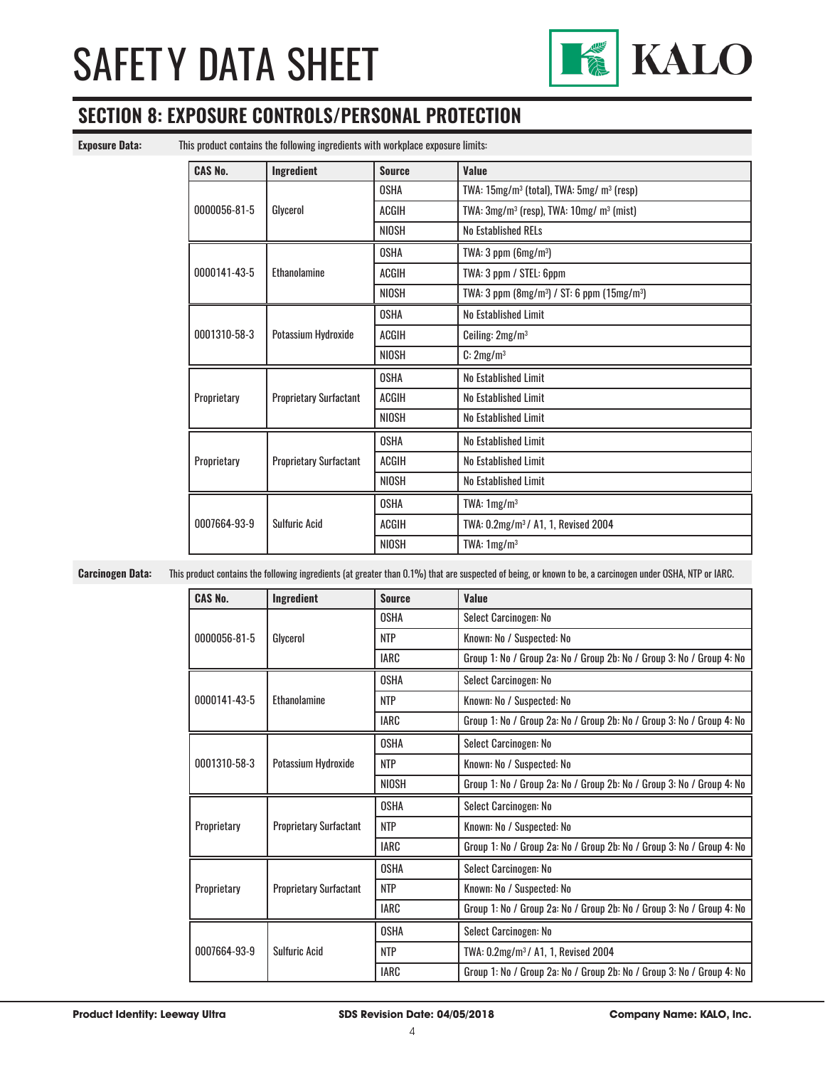# SAFETY DATA SHEET

## SECTION 8: EXPOSURE CONTROLS/PERSONAL PROTECTION

**Exposure Data:** This product contains the following ingredients with workplace exposure limits:

| CAS No. | Ingredient | Source | Value |
|---|---|---|---|
| 0000056-81-5 | Glycerol | OSHA | TWA: 15mg/m³ (total), TWA: 5mg/ m³ (resp) |
| | | ACGIH | TWA: 3mg/m³ (resp), TWA: 10mg/ m³ (mist) |
| | | NIOSH | No Established RELs |
| 0000141-43-5 | Ethanolamine | OSHA | TWA: 3 ppm (6mg/m³) |
| | | ACGIH | TWA: 3 ppm / STEL: 6ppm |
| | | NIOSH | TWA: 3 ppm (8mg/m³) / ST: 6 ppm (15mg/m³) |
| 0001310-58-3 | Potassium Hydroxide | OSHA | No Established Limit |
| | | ACGIH | Ceiling: 2mg/m³ |
| | | NIOSH | C: 2mg/m³ |
| Proprietary | Proprietary Surfactant | OSHA | No Established Limit |
| | | ACGIH | No Established Limit |
| | | NIOSH | No Established Limit |
| Proprietary | Proprietary Surfactant | OSHA | No Established Limit |
| | | ACGIH | No Established Limit |
| | | NIOSH | No Established Limit |
| 0007664-93-9 | Sulfuric Acid | OSHA | TWA: 1mg/m³ |
| | | ACGIH | TWA: 0.2mg/m³ / A1, 1, Revised 2004 |
| | | NIOSH | TWA: 1mg/m³ |

**Carcinogen Data:** This product contains the following ingredients (at greater than 0.1%) that are suspected of being, or known to be, a carcinogen under OSHA, NTP or IARC.

| CAS No. | Ingredient | Source | Value |
|---|---|---|---|
| 0000056-81-5 | Glycerol | OSHA | Select Carcinogen: No |
| | | NTP | Known: No / Suspected: No |
| | | IARC | Group 1: No / Group 2a: No / Group 2b: No / Group 3: No / Group 4: No |
| 0000141-43-5 | Ethanolamine | OSHA | Select Carcinogen: No |
| | | NTP | Known: No / Suspected: No |
| | | IARC | Group 1: No / Group 2a: No / Group 2b: No / Group 3: No / Group 4: No |
| 0001310-58-3 | Potassium Hydroxide | OSHA | Select Carcinogen: No |
| | | NTP | Known: No / Suspected: No |
| | | NIOSH | Group 1: No / Group 2a: No / Group 2b: No / Group 3: No / Group 4: No |
| Proprietary | Proprietary Surfactant | OSHA | Select Carcinogen: No |
| | | NTP | Known: No / Suspected: No |
| | | IARC | Group 1: No / Group 2a: No / Group 2b: No / Group 3: No / Group 4: No |
| Proprietary | Proprietary Surfactant | OSHA | Select Carcinogen: No |
| | | NTP | Known: No / Suspected: No |
| | | IARC | Group 1: No / Group 2a: No / Group 2b: No / Group 3: No / Group 4: No |
| 0007664-93-9 | Sulfuric Acid | OSHA | Select Carcinogen: No |
| | | NTP | TWA: 0.2mg/m³ / A1, 1, Revised 2004 |
| | | IARC | Group 1: No / Group 2a: No / Group 2b: No / Group 3: No / Group 4: No |

**Product Identity: Leeway Ultra** **SDS Revision Date: 04/05/2018** **Company Name: KALO, Inc.**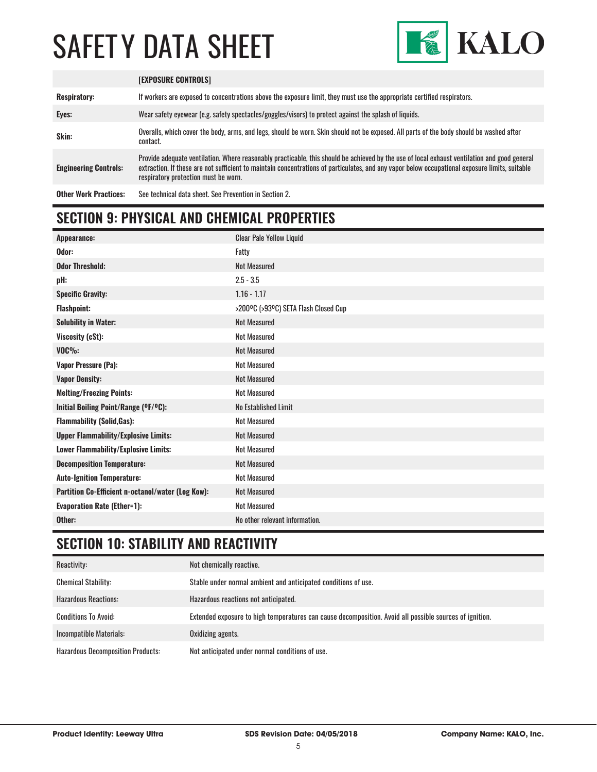| | [EXPOSURE CONTROLS] |
|---|---|
| **Respiratory:** | If workers are exposed to concentrations above the exposure limit, they must use the appropriate certified respirators. |
| **Eyes:** | Wear safety eyewear (e.g. safety spectacles/goggles/visors) to protect against the splash of liquids. |
| **Skin:** | Overalls, which cover the body, arms, and legs, should be worn. Skin should not be exposed. All parts of the body should be washed after contact. |
| **Engineering Controls:** | Provide adequate ventilation. Where reasonably practicable, this should be achieved by the use of local exhaust ventilation and good general extraction. If these are not sufficient to maintain concentrations of particulates, and any vapor below occupational exposure limits, suitable respiratory protection must be worn. |
| **Other Work Practices:** | See technical data sheet. See Prevention in Section 2. |

## SECTION 9: PHYSICAL AND CHEMICAL PROPERTIES

| | |
|---|---|
| **Appearance:** | Clear Pale Yellow Liquid |
| **Odor:** | Fatty |
| **Odor Threshold:** | Not Measured |
| **pH:** | 2.5 - 3.5 |
| **Specific Gravity:** | 1.16 - 1.17 |
| **Flashpoint:** | >200ºC (>93ºC) SETA Flash Closed Cup |
| **Solubility in Water:** | Not Measured |
| **Viscosity (cSt):** | Not Measured |
| **VOC%:** | Not Measured |
| **Vapor Pressure (Pa):** | Not Measured |
| **Vapor Density:** | Not Measured |
| **Melting/Freezing Points:** | Not Measured |
| **Initial Boiling Point/Range (ºF/ºC):** | No Established Limit |
| **Flammability (Solid,Gas):** | Not Measured |
| **Upper Flammability/Explosive Limits:** | Not Measured |
| **Lower Flammability/Explosive Limits:** | Not Measured |
| **Decomposition Temperature:** | Not Measured |
| **Auto-Ignition Temperature:** | Not Measured |
| **Partition Co-Efficient n-octanol/water (Log Kow):** | Not Measured |
| **Evaporation Rate (Ether=1):** | Not Measured |
| **Other:** | No other relevant information. |

## SECTION 10: STABILITY AND REACTIVITY

| | |
|---|---|
| Reactivity: | Not chemically reactive. |
| Chemical Stability: | Stable under normal ambient and anticipated conditions of use. |
| Hazardous Reactions: | Hazardous reactions not anticipated. |
| Conditions To Avoid: | Extended exposure to high temperatures can cause decomposition. Avoid all possible sources of ignition. |
| Incompatible Materials: | Oxidizing agents. |
| Hazardous Decomposition Products: | Not anticipated under normal conditions of use. |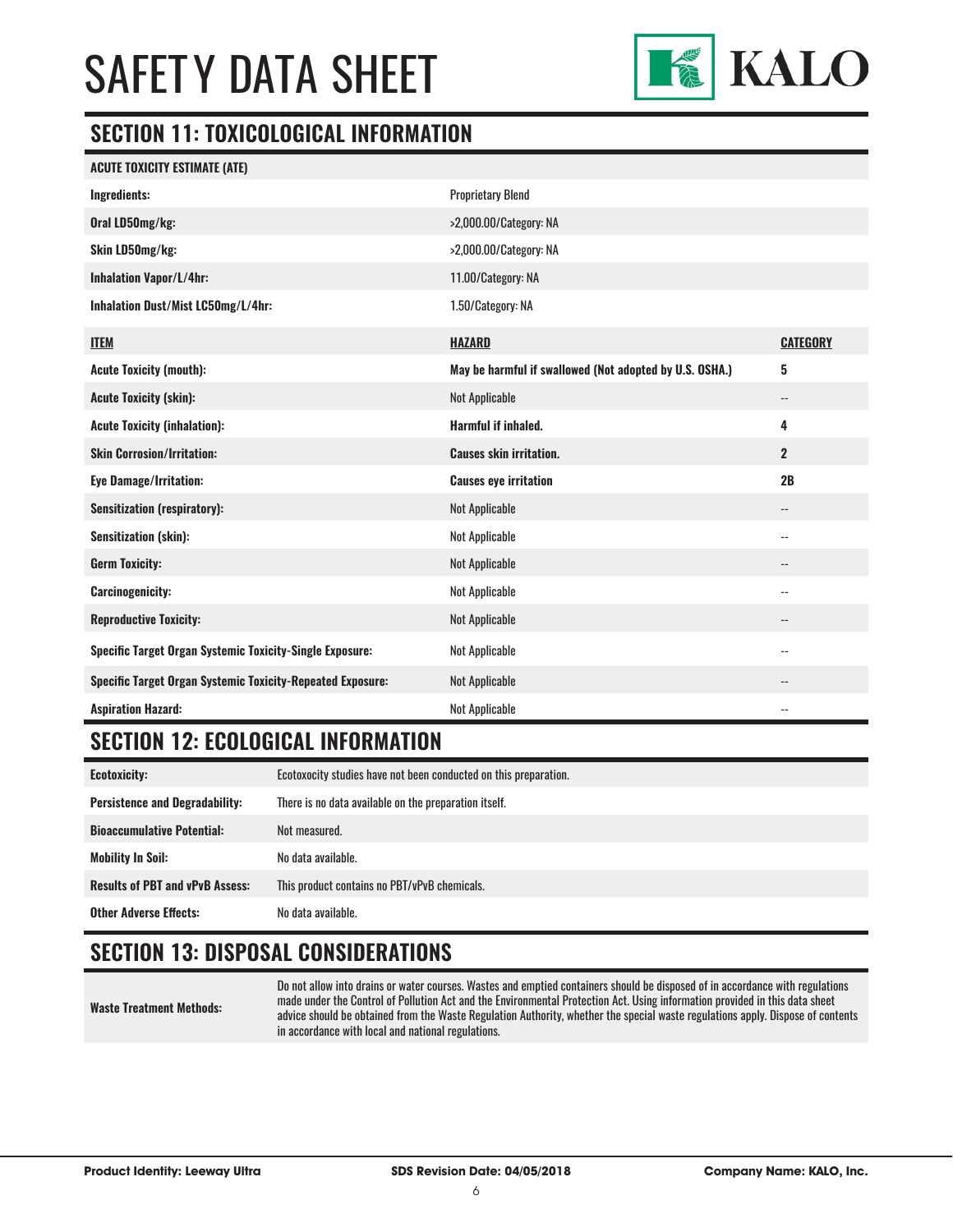# SAFETY DATA SHEET

## SECTION 11: TOXICOLOGICAL INFORMATION

| ACUTE TOXICITY ESTIMATE (ATE) | |
|---|---|
| **Ingredients:** | Proprietary Blend |
| **Oral LD50mg/kg:** | >2,000.00/Category: NA |
| **Skin LD50mg/kg:** | >2,000.00/Category: NA |
| **Inhalation Vapor/L/4hr:** | 11.00/Category: NA |
| **Inhalation Dust/Mist LC50mg/L/4hr:** | 1.50/Category: NA |

| ITEM | HAZARD | CATEGORY |
|---|---|---|
| **Acute Toxicity (mouth):** | **May be harmful if swallowed (Not adopted by U.S. OSHA.)** | **5** |
| **Acute Toxicity (skin):** | Not Applicable | -- |
| **Acute Toxicity (inhalation):** | **Harmful if inhaled.** | **4** |
| **Skin Corrosion/Irritation:** | **Causes skin irritation.** | **2** |
| **Eye Damage/Irritation:** | **Causes eye irritation** | **2B** |
| **Sensitization (respiratory):** | Not Applicable | -- |
| **Sensitization (skin):** | Not Applicable | -- |
| **Germ Toxicity:** | Not Applicable | -- |
| **Carcinogenicity:** | Not Applicable | -- |
| **Reproductive Toxicity:** | Not Applicable | -- |
| **Specific Target Organ Systemic Toxicity-Single Exposure:** | Not Applicable | -- |
| **Specific Target Organ Systemic Toxicity-Repeated Exposure:** | Not Applicable | -- |
| **Aspiration Hazard:** | Not Applicable | -- |

## SECTION 12: ECOLOGICAL INFORMATION

| | |
|---|---|
| **Ecotoxicity:** | Ecotoxocity studies have not been conducted on this preparation. |
| **Persistence and Degradability:** | There is no data available on the preparation itself. |
| **Bioaccumulative Potential:** | Not measured. |
| **Mobility In Soil:** | No data available. |
| **Results of PBT and vPvB Assess:** | This product contains no PBT/vPvB chemicals. |
| **Other Adverse Effects:** | No data available. |

## SECTION 13: DISPOSAL CONSIDERATIONS

| | |
|---|---|
| **Waste Treatment Methods:** | Do not allow into drains or water courses. Wastes and emptied containers should be disposed of in accordance with regulations made under the Control of Pollution Act and the Environmental Protection Act. Using information provided in this data sheet advice should be obtained from the Waste Regulation Authority, whether the special waste regulations apply. Dispose of contents in accordance with local and national regulations. |

**Product Identity: Leeway Ultra** **SDS Revision Date: 04/05/2018** **Company Name: KALO, Inc.**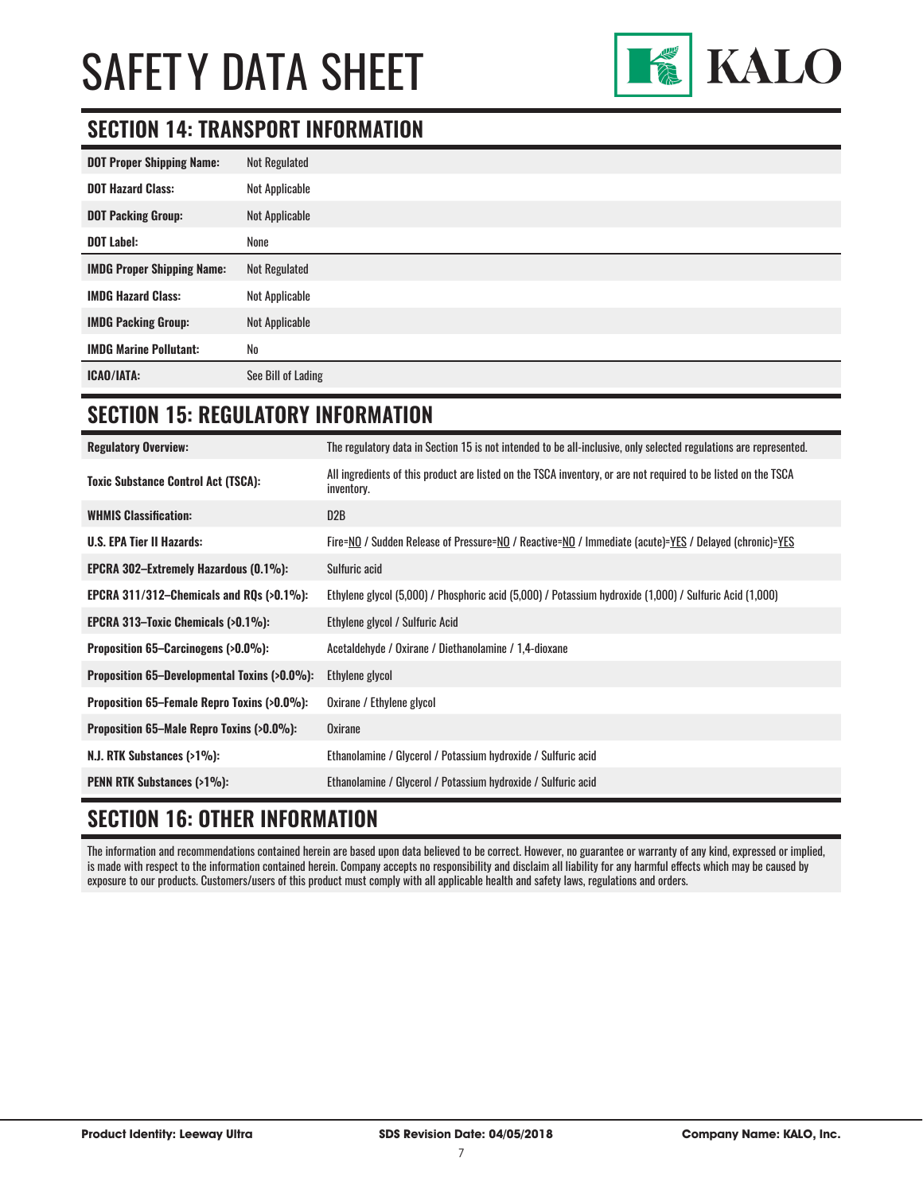# SAFETY DATA SHEET

## SECTION 14: TRANSPORT INFORMATION

| | |
|---|---|
| **DOT Proper Shipping Name:** | Not Regulated |
| **DOT Hazard Class:** | Not Applicable |
| **DOT Packing Group:** | Not Applicable |
| **DOT Label:** | None |
| **IMDG Proper Shipping Name:** | Not Regulated |
| **IMDG Hazard Class:** | Not Applicable |
| **IMDG Packing Group:** | Not Applicable |
| **IMDG Marine Pollutant:** | No |
| **ICAO/IATA:** | See Bill of Lading |

## SECTION 15: REGULATORY INFORMATION

| | |
|---|---|
| **Regulatory Overview:** | The regulatory data in Section 15 is not intended to be all-inclusive, only selected regulations are represented. |
| **Toxic Substance Control Act (TSCA):** | All ingredients of this product are listed on the TSCA inventory, or are not required to be listed on the TSCA inventory. |
| **WHMIS Classification:** | D2B |
| **U.S. EPA Tier II Hazards:** | Fire=NO / Sudden Release of Pressure=NO / Reactive=NO / Immediate (acute)=YES / Delayed (chronic)=YES |
| **EPCRA 302–Extremely Hazardous (0.1%):** | Sulfuric acid |
| **EPCRA 311/312–Chemicals and RQs (>0.1%):** | Ethylene glycol (5,000) / Phosphoric acid (5,000) / Potassium hydroxide (1,000) / Sulfuric Acid (1,000) |
| **EPCRA 313–Toxic Chemicals (>0.1%):** | Ethylene glycol / Sulfuric Acid |
| **Proposition 65–Carcinogens (>0.0%):** | Acetaldehyde / Oxirane / Diethanolamine / 1,4-dioxane |
| **Proposition 65–Developmental Toxins (>0.0%):** | Ethylene glycol |
| **Proposition 65–Female Repro Toxins (>0.0%):** | Oxirane / Ethylene glycol |
| **Proposition 65–Male Repro Toxins (>0.0%):** | Oxirane |
| **N.J. RTK Substances (>1%):** | Ethanolamine / Glycerol / Potassium hydroxide / Sulfuric acid |
| **PENN RTK Substances (>1%):** | Ethanolamine / Glycerol / Potassium hydroxide / Sulfuric acid |

## SECTION 16: OTHER INFORMATION

The information and recommendations contained herein are based upon data believed to be correct. However, no guarantee or warranty of any kind, expressed or implied, is made with respect to the information contained herein. Company accepts no responsibility and disclaim all liability for any harmful effects which may be caused by exposure to our products. Customers/users of this product must comply with all applicable health and safety laws, regulations and orders.

**Product Identity: Leeway Ultra** **SDS Revision Date: 04/05/2018** **Company Name: KALO, Inc.**